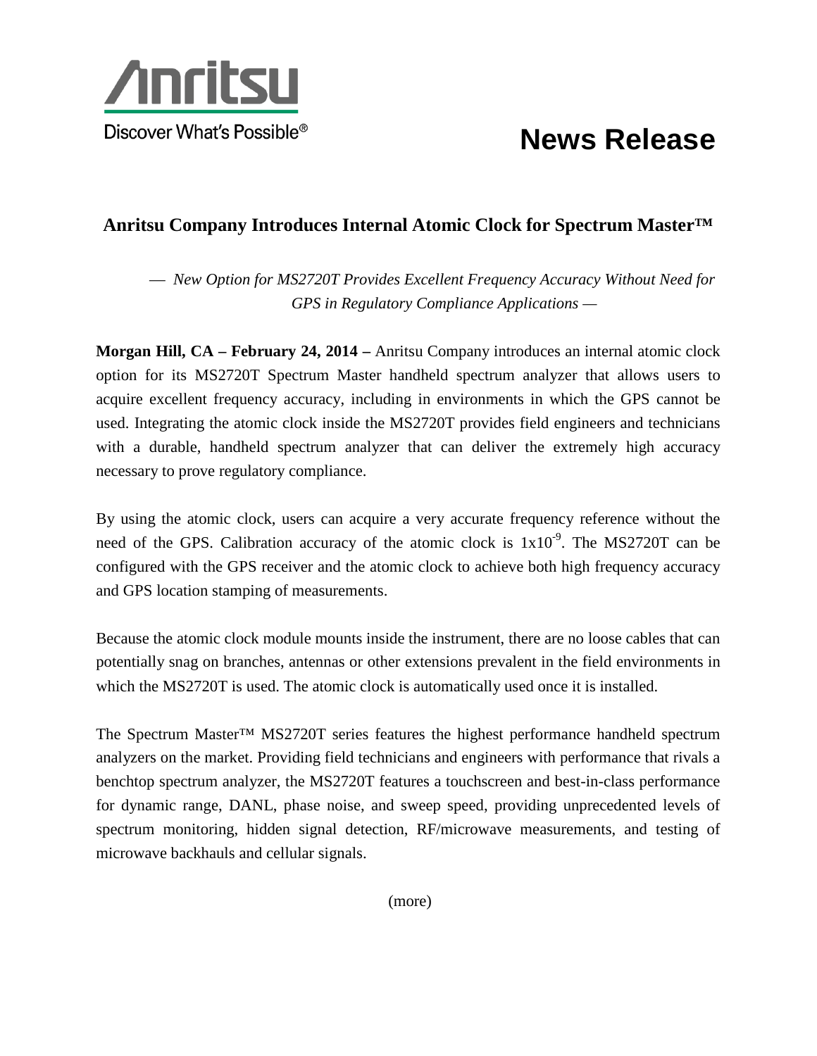Anritsu

Discover What's Possible®

# News Release

## Anritsu Company Introduces Internal Atomic Clock for Spectrum Master™

*— New Option for MS2720T Provides Excellent Frequency Accuracy Without Need for GPS in Regulatory Compliance Applications —*

**Morgan Hill, CA – February 24, 2014 –** Anritsu Company introduces an internal atomic clock option for its MS2720T Spectrum Master handheld spectrum analyzer that allows users to acquire excellent frequency accuracy, including in environments in which the GPS cannot be used. Integrating the atomic clock inside the MS2720T provides field engineers and technicians with a durable, handheld spectrum analyzer that can deliver the extremely high accuracy necessary to prove regulatory compliance.

By using the atomic clock, users can acquire a very accurate frequency reference without the need of the GPS. Calibration accuracy of the atomic clock is $1x10^{-9}$. The MS2720T can be configured with the GPS receiver and the atomic clock to achieve both high frequency accuracy and GPS location stamping of measurements.

Because the atomic clock module mounts inside the instrument, there are no loose cables that can potentially snag on branches, antennas or other extensions prevalent in the field environments in which the MS2720T is used. The atomic clock is automatically used once it is installed.

The Spectrum Master™ MS2720T series features the highest performance handheld spectrum analyzers on the market. Providing field technicians and engineers with performance that rivals a benchtop spectrum analyzer, the MS2720T features a touchscreen and best-in-class performance for dynamic range, DANL, phase noise, and sweep speed, providing unprecedented levels of spectrum monitoring, hidden signal detection, RF/microwave measurements, and testing of microwave backhauls and cellular signals.

(more)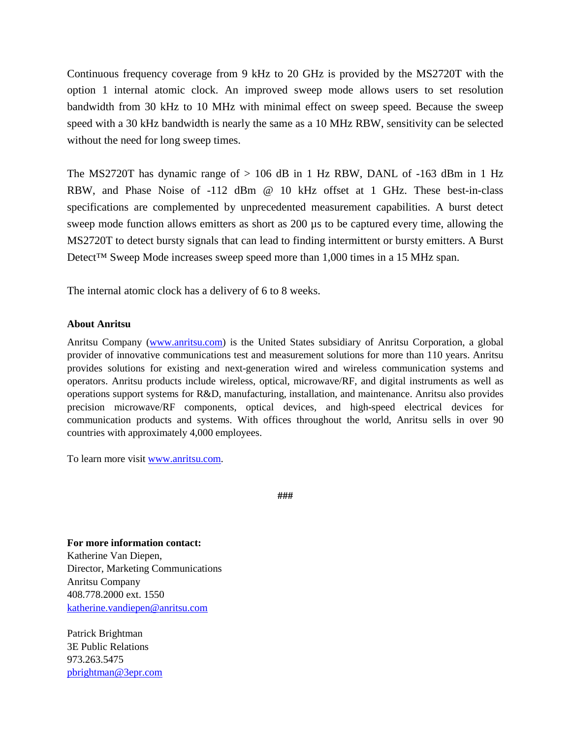Continuous frequency coverage from 9 kHz to 20 GHz is provided by the MS2720T with the option 1 internal atomic clock. An improved sweep mode allows users to set resolution bandwidth from 30 kHz to 10 MHz with minimal effect on sweep speed. Because the sweep speed with a 30 kHz bandwidth is nearly the same as a 10 MHz RBW, sensitivity can be selected without the need for long sweep times.

The MS2720T has dynamic range of > 106 dB in 1 Hz RBW, DANL of -163 dBm in 1 Hz RBW, and Phase Noise of -112 dBm @ 10 kHz offset at 1 GHz. These best-in-class specifications are complemented by unprecedented measurement capabilities. A burst detect sweep mode function allows emitters as short as 200 µs to be captured every time, allowing the MS2720T to detect bursty signals that can lead to finding intermittent or bursty emitters. A Burst Detect™ Sweep Mode increases sweep speed more than 1,000 times in a 15 MHz span.

The internal atomic clock has a delivery of 6 to 8 weeks.

**About Anritsu**

Anritsu Company (www.anritsu.com) is the United States subsidiary of Anritsu Corporation, a global provider of innovative communications test and measurement solutions for more than 110 years. Anritsu provides solutions for existing and next-generation wired and wireless communication systems and operators. Anritsu products include wireless, optical, microwave/RF, and digital instruments as well as operations support systems for R&D, manufacturing, installation, and maintenance. Anritsu also provides precision microwave/RF components, optical devices, and high-speed electrical devices for communication products and systems. With offices throughout the world, Anritsu sells in over 90 countries with approximately 4,000 employees.

To learn more visit www.anritsu.com.

###

**For more information contact:**
Katherine Van Diepen,
Director, Marketing Communications
Anritsu Company
408.778.2000 ext. 1550
katherine.vandiepen@anritsu.com

Patrick Brightman
3E Public Relations
973.263.5475
pbrightman@3epr.com